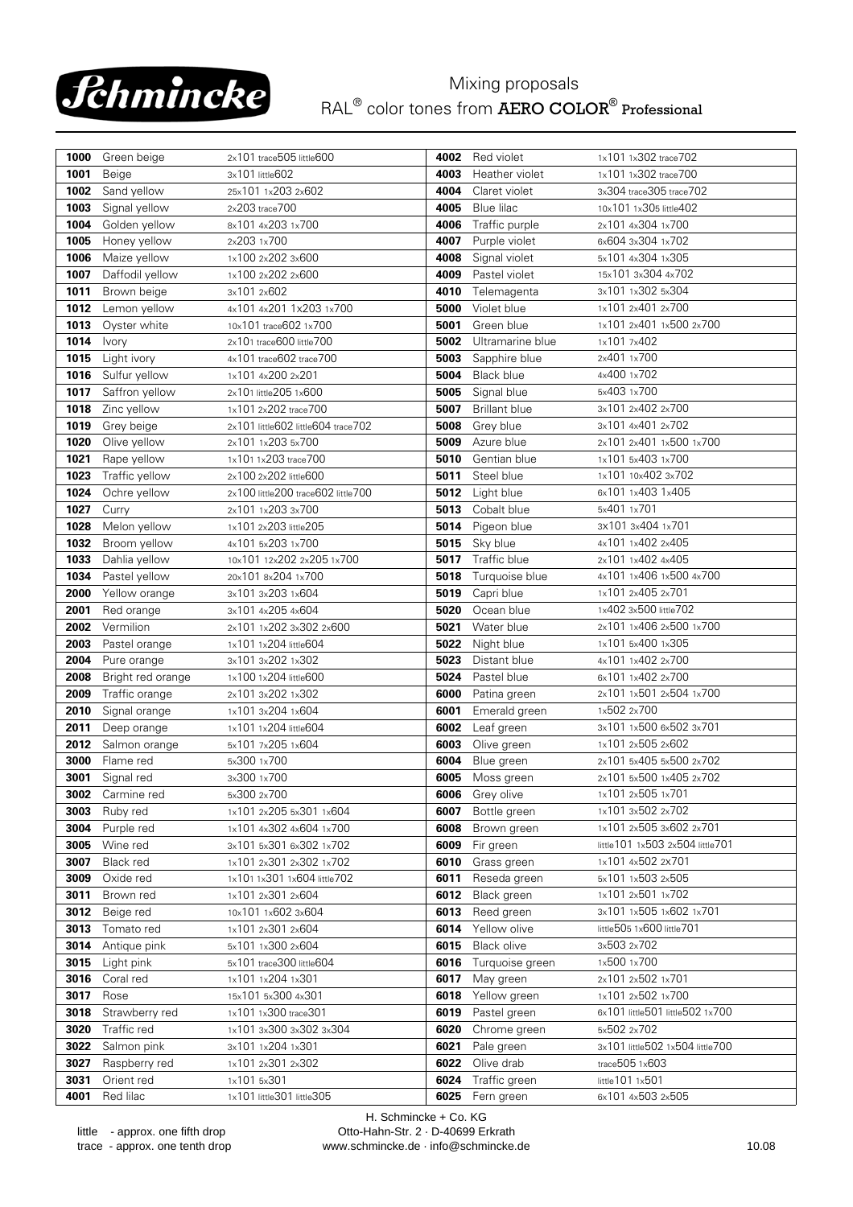# Schmincke

## Mixing proposals
## RAL® color tones from AERO COLOR® Professional

| | | | | | |
|---|---|---|---|---|---|
| **1000** | Green beige | 2x101 trace505 little600 | **4002** | Red violet | 1x101 1x302 trace702 |
| **1001** | Beige | 3x101 little602 | **4003** | Heather violet | 1x101 1x302 trace700 |
| **1002** | Sand yellow | 25x101 1x203 2x602 | **4004** | Claret violet | 3x304 trace305 trace702 |
| **1003** | Signal yellow | 2x203 trace700 | **4005** | Blue lilac | 10x101 1x305 little402 |
| **1004** | Golden yellow | 8x101 4x203 1x700 | **4006** | Traffic purple | 2x101 4x304 1x700 |
| **1005** | Honey yellow | 2x203 1x700 | **4007** | Purple violet | 6x604 3x304 1x702 |
| **1006** | Maize yellow | 1x100 2x202 3x600 | **4008** | Signal violet | 5x101 4x304 1x305 |
| **1007** | Daffodil yellow | 1x100 2x202 2x600 | **4009** | Pastel violet | 15x101 3x304 4x702 |
| **1011** | Brown beige | 3x101 2x602 | **4010** | Telemagenta | 3x101 1x302 5x304 |
| **1012** | Lemon yellow | 4x101 4x201 1x203 1x700 | **5000** | Violet blue | 1x101 2x401 2x700 |
| **1013** | Oyster white | 10x101 trace602 1x700 | **5001** | Green blue | 1x101 2x401 1x500 2x700 |
| **1014** | Ivory | 2x101 trace600 little700 | **5002** | Ultramarine blue | 1x101 7x402 |
| **1015** | Light ivory | 4x101 trace602 trace700 | **5003** | Sapphire blue | 2x401 1x700 |
| **1016** | Sulfur yellow | 1x101 4x200 2x201 | **5004** | Black blue | 4x400 1x702 |
| **1017** | Saffron yellow | 2x101 little205 1x600 | **5005** | Signal blue | 5x403 1x700 |
| **1018** | Zinc yellow | 1x101 2x202 trace700 | **5007** | Brillant blue | 3x101 2x402 2x700 |
| **1019** | Grey beige | 2x101 little602 little604 trace702 | **5008** | Grey blue | 3x101 4x401 2x702 |
| **1020** | Olive yellow | 2x101 1x203 5x700 | **5009** | Azure blue | 2x101 2x401 1x500 1x700 |
| **1021** | Rape yellow | 1x101 1x203 trace700 | **5010** | Gentian blue | 1x101 5x403 1x700 |
| **1023** | Traffic yellow | 2x100 2x202 little600 | **5011** | Steel blue | 1x101 10x402 3x702 |
| **1024** | Ochre yellow | 2x100 little200 trace602 little700 | **5012** | Light blue | 6x101 1x403 1x405 |
| **1027** | Curry | 2x101 1x203 3x700 | **5013** | Cobalt blue | 5x401 1x701 |
| **1028** | Melon yellow | 1x101 2x203 little205 | **5014** | Pigeon blue | 3x101 3x404 1x701 |
| **1032** | Broom yellow | 4x101 5x203 1x700 | **5015** | Sky blue | 4x101 1x402 2x405 |
| **1033** | Dahlia yellow | 10x101 12x202 2x205 1x700 | **5017** | Traffic blue | 2x101 1x402 4x405 |
| **1034** | Pastel yellow | 20x101 8x204 1x700 | **5018** | Turquoise blue | 4x101 1x406 1x500 4x700 |
| **2000** | Yellow orange | 3x101 3x203 1x604 | **5019** | Capri blue | 1x101 2x405 2x701 |
| **2001** | Red orange | 3x101 4x205 4x604 | **5020** | Ocean blue | 1x402 3x500 little702 |
| **2002** | Vermilion | 2x101 1x202 3x302 2x600 | **5021** | Water blue | 2x101 1x406 2x500 1x700 |
| **2003** | Pastel orange | 1x101 1x204 little604 | **5022** | Night blue | 1x101 5x400 1x305 |
| **2004** | Pure orange | 3x101 3x202 1x302 | **5023** | Distant blue | 4x101 1x402 2x700 |
| **2008** | Bright red orange | 1x100 1x204 little600 | **5024** | Pastel blue | 6x101 1x402 2x700 |
| **2009** | Traffic orange | 2x101 3x202 1x302 | **6000** | Patina green | 2x101 1x501 2x504 1x700 |
| **2010** | Signal orange | 1x101 3x204 1x604 | **6001** | Emerald green | 1x502 2x700 |
| **2011** | Deep orange | 1x101 1x204 little604 | **6002** | Leaf green | 3x101 1x500 6x502 3x701 |
| **2012** | Salmon orange | 5x101 7x205 1x604 | **6003** | Olive green | 1x101 2x505 2x602 |
| **3000** | Flame red | 5x300 1x700 | **6004** | Blue green | 2x101 5x405 5x500 2x702 |
| **3001** | Signal red | 3x300 1x700 | **6005** | Moss green | 2x101 5x500 1x405 2x702 |
| **3002** | Carmine red | 5x300 2x700 | **6006** | Grey olive | 1x101 2x505 1x701 |
| **3003** | Ruby red | 1x101 2x205 5x301 1x604 | **6007** | Bottle green | 1x101 3x502 2x702 |
| **3004** | Purple red | 1x101 4x302 4x604 1x700 | **6008** | Brown green | 1x101 2x505 3x602 2x701 |
| **3005** | Wine red | 3x101 5x301 6x302 1x702 | **6009** | Fir green | little101 1x503 2x504 little701 |
| **3007** | Black red | 1x101 2x301 2x302 1x702 | **6010** | Grass green | 1x101 4x502 2x701 |
| **3009** | Oxide red | 1x101 1x301 1x604 little702 | **6011** | Reseda green | 5x101 1x503 2x505 |
| **3011** | Brown red | 1x101 2x301 2x604 | **6012** | Black green | 1x101 2x501 1x702 |
| **3012** | Beige red | 10x101 1x602 3x604 | **6013** | Reed green | 3x101 1x505 1x602 1x701 |
| **3013** | Tomato red | 1x101 2x301 2x604 | **6014** | Yellow olive | little505 1x600 little701 |
| **3014** | Antique pink | 5x101 1x300 2x604 | **6015** | Black olive | 3x503 2x702 |
| **3015** | Light pink | 5x101 trace300 little604 | **6016** | Turquoise green | 1x500 1x700 |
| **3016** | Coral red | 1x101 1x204 1x301 | **6017** | May green | 2x101 2x502 1x701 |
| **3017** | Rose | 15x101 5x300 4x301 | **6018** | Yellow green | 1x101 2x502 1x700 |
| **3018** | Strawberry red | 1x101 1x300 trace301 | **6019** | Pastel green | 6x101 little501 little502 1x700 |
| **3020** | Traffic red | 1x101 3x300 3x302 3x304 | **6020** | Chrome green | 5x502 2x702 |
| **3022** | Salmon pink | 3x101 1x204 1x301 | **6021** | Pale green | 3x101 little502 1x504 little700 |
| **3027** | Raspberry red | 1x101 2x301 2x302 | **6022** | Olive drab | trace505 1x603 |
| **3031** | Orient red | 1x101 5x301 | **6024** | Traffic green | little101 1x501 |
| **4001** | Red lilac | 1x101 little301 little305 | **6025** | Fern green | 6x101 4x503 2x505 |

little - approx. one fifth drop
trace - approx. one tenth drop

H. Schmincke + Co. KG
Otto-Hahn-Str. 2 · D-40699 Erkrath
www.schmincke.de · info@schmincke.de

10.08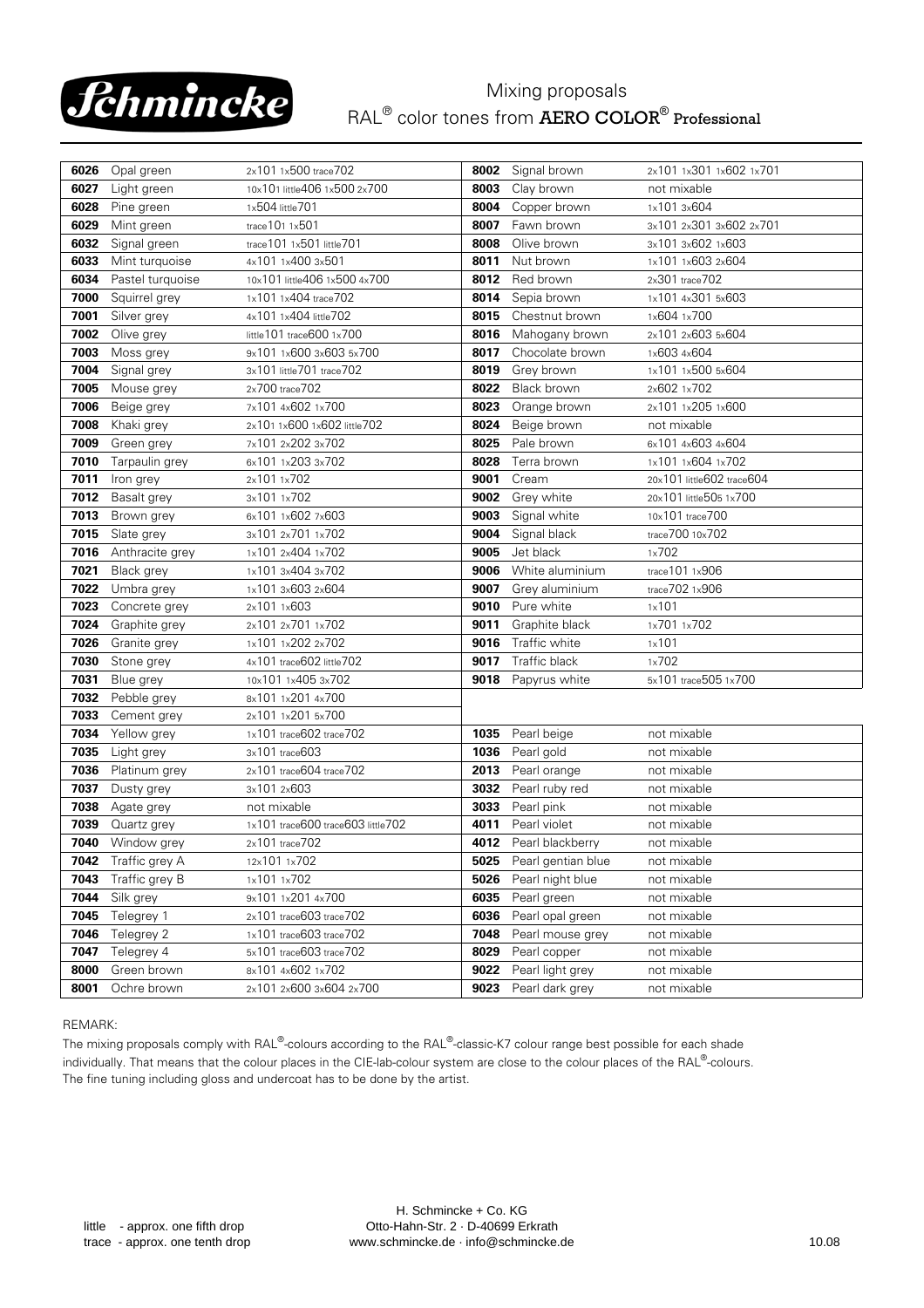# Schmincke

## Mixing proposals
## RAL® color tones from AERO COLOR® Professional

| | | | | | |
|---|---|---|---|---|---|
| **6026** | Opal green | 2x101 1x500 trace702 | **8002** | Signal brown | 2x101 1x301 1x602 1x701 |
| **6027** | Light green | 10x101 little406 1x500 2x700 | **8003** | Clay brown | not mixable |
| **6028** | Pine green | 1x504 little701 | **8004** | Copper brown | 1x101 3x604 |
| **6029** | Mint green | trace101 1x501 | **8007** | Fawn brown | 3x101 2x301 3x602 2x701 |
| **6032** | Signal green | trace101 1x501 little701 | **8008** | Olive brown | 3x101 3x602 1x603 |
| **6033** | Mint turquoise | 4x101 1x400 3x501 | **8011** | Nut brown | 1x101 1x603 2x604 |
| **6034** | Pastel turquoise | 10x101 little406 1x500 4x700 | **8012** | Red brown | 2x301 trace702 |
| **7000** | Squirrel grey | 1x101 1x404 trace702 | **8014** | Sepia brown | 1x101 4x301 5x603 |
| **7001** | Silver grey | 4x101 1x404 little702 | **8015** | Chestnut brown | 1x604 1x700 |
| **7002** | Olive grey | little101 trace600 1x700 | **8016** | Mahogany brown | 2x101 2x603 5x604 |
| **7003** | Moss grey | 9x101 1x600 3x603 5x700 | **8017** | Chocolate brown | 1x603 4x604 |
| **7004** | Signal grey | 3x101 little701 trace702 | **8019** | Grey brown | 1x101 1x500 5x604 |
| **7005** | Mouse grey | 2x700 trace702 | **8022** | Black brown | 2x602 1x702 |
| **7006** | Beige grey | 7x101 4x602 1x700 | **8023** | Orange brown | 2x101 1x205 1x600 |
| **7008** | Khaki grey | 2x101 1x600 1x602 little702 | **8024** | Beige brown | not mixable |
| **7009** | Green grey | 7x101 2x202 3x702 | **8025** | Pale brown | 6x101 4x603 4x604 |
| **7010** | Tarpaulin grey | 6x101 1x203 3x702 | **8028** | Terra brown | 1x101 1x604 1x702 |
| **7011** | Iron grey | 2x101 1x702 | **9001** | Cream | 20x101 little602 trace604 |
| **7012** | Basalt grey | 3x101 1x702 | **9002** | Grey white | 20x101 little505 1x700 |
| **7013** | Brown grey | 6x101 1x602 7x603 | **9003** | Signal white | 10x101 trace700 |
| **7015** | Slate grey | 3x101 2x701 1x702 | **9004** | Signal black | trace700 10x702 |
| **7016** | Anthracite grey | 1x101 2x404 1x702 | **9005** | Jet black | 1x702 |
| **7021** | Black grey | 1x101 3x404 3x702 | **9006** | White aluminium | trace101 1x906 |
| **7022** | Umbra grey | 1x101 3x603 2x604 | **9007** | Grey aluminium | trace702 1x906 |
| **7023** | Concrete grey | 2x101 1x603 | **9010** | Pure white | 1x101 |
| **7024** | Graphite grey | 2x101 2x701 1x702 | **9011** | Graphite black | 1x701 1x702 |
| **7026** | Granite grey | 1x101 1x202 2x702 | **9016** | Traffic white | 1x101 |
| **7030** | Stone grey | 4x101 trace602 little702 | **9017** | Traffic black | 1x702 |
| **7031** | Blue grey | 10x101 1x405 3x702 | **9018** | Papyrus white | 5x101 trace505 1x700 |
| **7032** | Pebble grey | 8x101 1x201 4x700 | | | |
| **7033** | Cement grey | 2x101 1x201 5x700 | | | |
| **7034** | Yellow grey | 1x101 trace602 trace702 | **1035** | Pearl beige | not mixable |
| **7035** | Light grey | 3x101 trace603 | **1036** | Pearl gold | not mixable |
| **7036** | Platinum grey | 2x101 trace604 trace702 | **2013** | Pearl orange | not mixable |
| **7037** | Dusty grey | 3x101 2x603 | **3032** | Pearl ruby red | not mixable |
| **7038** | Agate grey | not mixable | **3033** | Pearl pink | not mixable |
| **7039** | Quartz grey | 1x101 trace600 trace603 little702 | **4011** | Pearl violet | not mixable |
| **7040** | Window grey | 2x101 trace702 | **4012** | Pearl blackberry | not mixable |
| **7042** | Traffic grey A | 12x101 1x702 | **5025** | Pearl gentian blue | not mixable |
| **7043** | Traffic grey B | 1x101 1x702 | **5026** | Pearl night blue | not mixable |
| **7044** | Silk grey | 9x101 1x201 4x700 | **6035** | Pearl green | not mixable |
| **7045** | Telegrey 1 | 2x101 trace603 trace702 | **6036** | Pearl opal green | not mixable |
| **7046** | Telegrey 2 | 1x101 trace603 trace702 | **7048** | Pearl mouse grey | not mixable |
| **7047** | Telegrey 4 | 5x101 trace603 trace702 | **8029** | Pearl copper | not mixable |
| **8000** | Green brown | 8x101 4x602 1x702 | **9022** | Pearl light grey | not mixable |
| **8001** | Ochre brown | 2x101 2x600 3x604 2x700 | **9023** | Pearl dark grey | not mixable |

REMARK:

The mixing proposals comply with RAL®-colours according to the RAL®-classic-K7 colour range best possible for each shade individually. That means that the colour places in the CIE-lab-colour system are close to the colour places of the RAL®-colours. The fine tuning including gloss and undercoat has to be done by the artist.

little - approx. one fifth drop
trace - approx. one tenth drop

H. Schmincke + Co. KG
Otto-Hahn-Str. 2 · D-40699 Erkrath
www.schmincke.de · info@schmincke.de

10.08